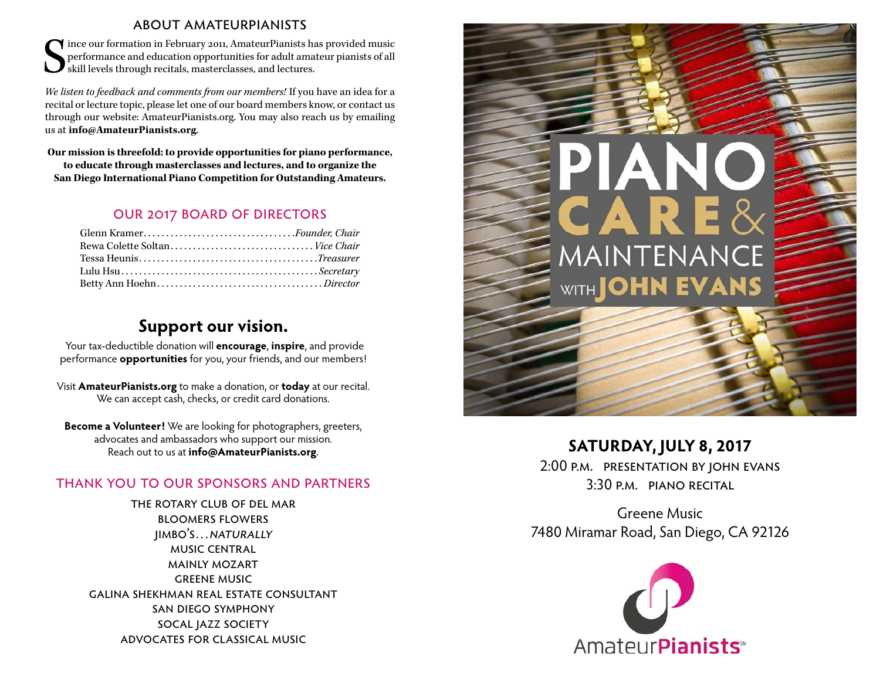## ABOUT AMATEURPIANISTS

Since our formation in February 2011, AmateurPianists has provided music performance and education opportunities for adult amateur pianists of all skill levels through recitals, masterclasses, and lectures.

*We listen to feedback and comments from our members!* If you have an idea for a recital or lecture topic, please let one of our board members know, or contact us through our website: AmateurPianists.org. You may also reach us by emailing us at **info@AmateurPianists.org**.

**Our mission is threefold: to provide opportunities for piano performance, to educate through masterclasses and lectures, and to organize the San Diego International Piano Competition for Outstanding Amateurs.**

## OUR 2017 BOARD OF DIRECTORS

Glenn Kramer.................................*Founder, Chair*
Rewa Colette Soltan...............................*Vice Chair*
Tessa Heunis.......................................*Treasurer*
Lulu Hsu...........................................*Secretary*
Betty Ann Hoehn....................................*Director*

## Support our vision.

Your tax-deductible donation will **encourage**, **inspire**, and provide performance **opportunities** for you, your friends, and our members!

Visit **AmateurPianists.org** to make a donation, or **today** at our recital. We can accept cash, checks, or credit card donations.

**Become a Volunteer!** We are looking for photographers, greeters, advocates and ambassadors who support our mission. Reach out to us at **info@AmateurPianists.org**.

## THANK YOU TO OUR SPONSORS AND PARTNERS

THE ROTARY CLUB OF DEL MAR
BLOOMERS FLOWERS
JIMBO'S...*NATURALLY*
MUSIC CENTRAL
MAINLY MOZART
GREENE MUSIC
GALINA SHEKHMAN REAL ESTATE CONSULTANT
SAN DIEGO SYMPHONY
SOCAL JAZZ SOCIETY
ADVOCATES FOR CLASSICAL MUSIC

# PIANO CARE & MAINTENANCE WITH JOHN EVANS

**SATURDAY, JULY 8, 2017**

2:00 P.M. PRESENTATION BY JOHN EVANS
3:30 P.M. PIANO RECITAL

Greene Music
7480 Miramar Road, San Diego, CA 92126

AmateurPianists℠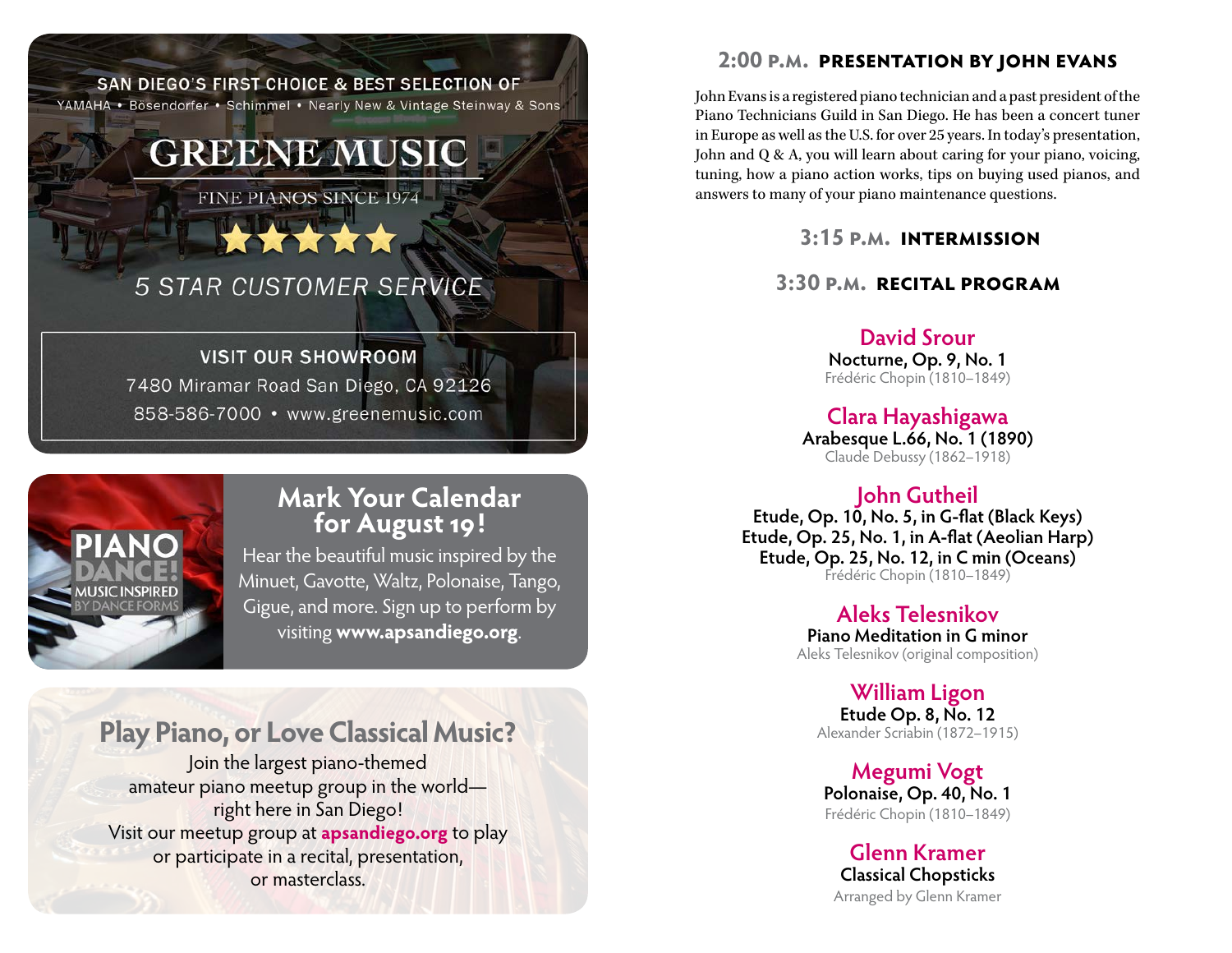SAN DIEGO'S FIRST CHOICE & BEST SELECTION OF

YAMAHA • Bösendorfer • Schimmel • Nearly New & Vintage Steinway & Sons

# GREENE MUSIC

FINE PIANOS SINCE 1974

★★★★★

5 STAR CUSTOMER SERVICE

VISIT OUR SHOWROOM

7480 Miramar Road San Diego, CA 92126

858-586-7000 • www.greenemusic.com

PIANO DANCE! MUSIC INSPIRED BY DANCE FORMS

## Mark Your Calendar for August 19!

Hear the beautiful music inspired by the Minuet, Gavotte, Waltz, Polonaise, Tango, Gigue, and more. Sign up to perform by visiting **www.apsandiego.org**.

## Play Piano, or Love Classical Music?

Join the largest piano-themed amateur piano meetup group in the world—right here in San Diego! Visit our meetup group at **apsandiego.org** to play or participate in a recital, presentation, or masterclass.

## 2:00 P.M. PRESENTATION BY JOHN EVANS

John Evans is a registered piano technician and a past president of the Piano Technicians Guild in San Diego. He has been a concert tuner in Europe as well as the U.S. for over 25 years. In today's presentation, John and Q & A, you will learn about caring for your piano, voicing, tuning, how a piano action works, tips on buying used pianos, and answers to many of your piano maintenance questions.

## 3:15 P.M. INTERMISSION

## 3:30 P.M. RECITAL PROGRAM

**David Srour**
**Nocturne, Op. 9, No. 1**
Frédéric Chopin (1810–1849)

**Clara Hayashigawa**
**Arabesque L.66, No. 1 (1890)**
Claude Debussy (1862–1918)

**John Gutheil**
**Etude, Op. 10, No. 5, in G-flat (Black Keys)**
**Etude, Op. 25, No. 1, in A-flat (Aeolian Harp)**
**Etude, Op. 25, No. 12, in C min (Oceans)**
Frédéric Chopin (1810–1849)

**Aleks Telesnikov**
**Piano Meditation in G minor**
Aleks Telesnikov (original composition)

**William Ligon**
**Etude Op. 8, No. 12**
Alexander Scriabin (1872–1915)

**Megumi Vogt**
**Polonaise, Op. 40, No. 1**
Frédéric Chopin (1810–1849)

**Glenn Kramer**
**Classical Chopsticks**
Arranged by Glenn Kramer